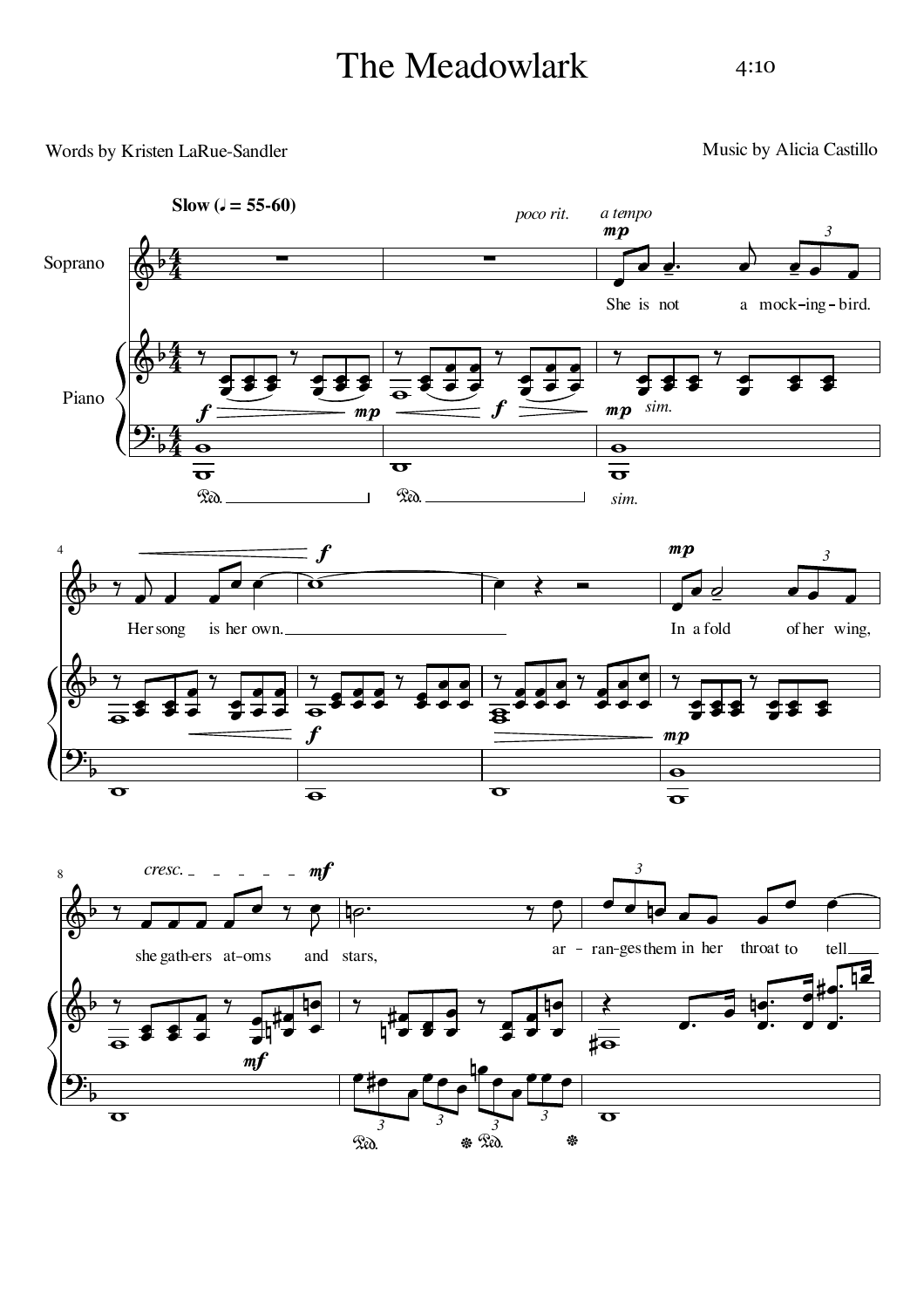# The Meadowlark

4:10

Words by Kristen LaRue-Sandler

Music by Alicia Castillo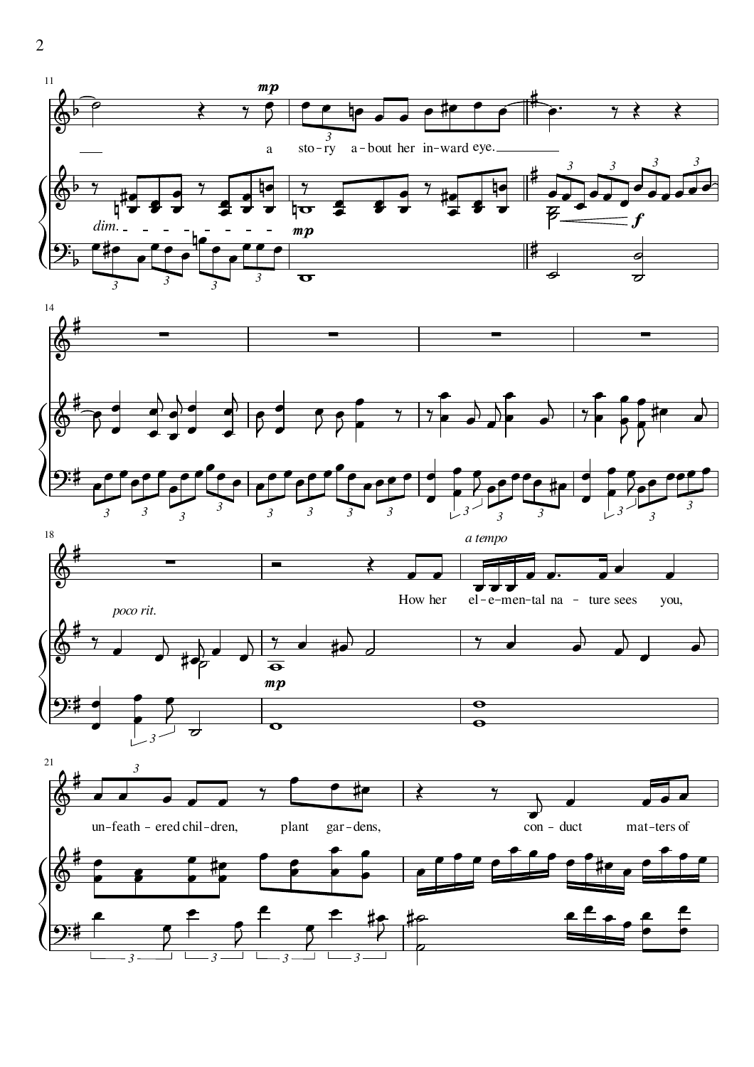11

*mp*

a sto - ry a - bout her in - ward eye.

*dim.*

*mp*

*f*

14

18

*poco rit.*

*a tempo*

How her el - e - men - tal na - ture sees you,

*mp*

21

un - feath - ered chil - dren, plant gar - dens, con - duct mat - ters of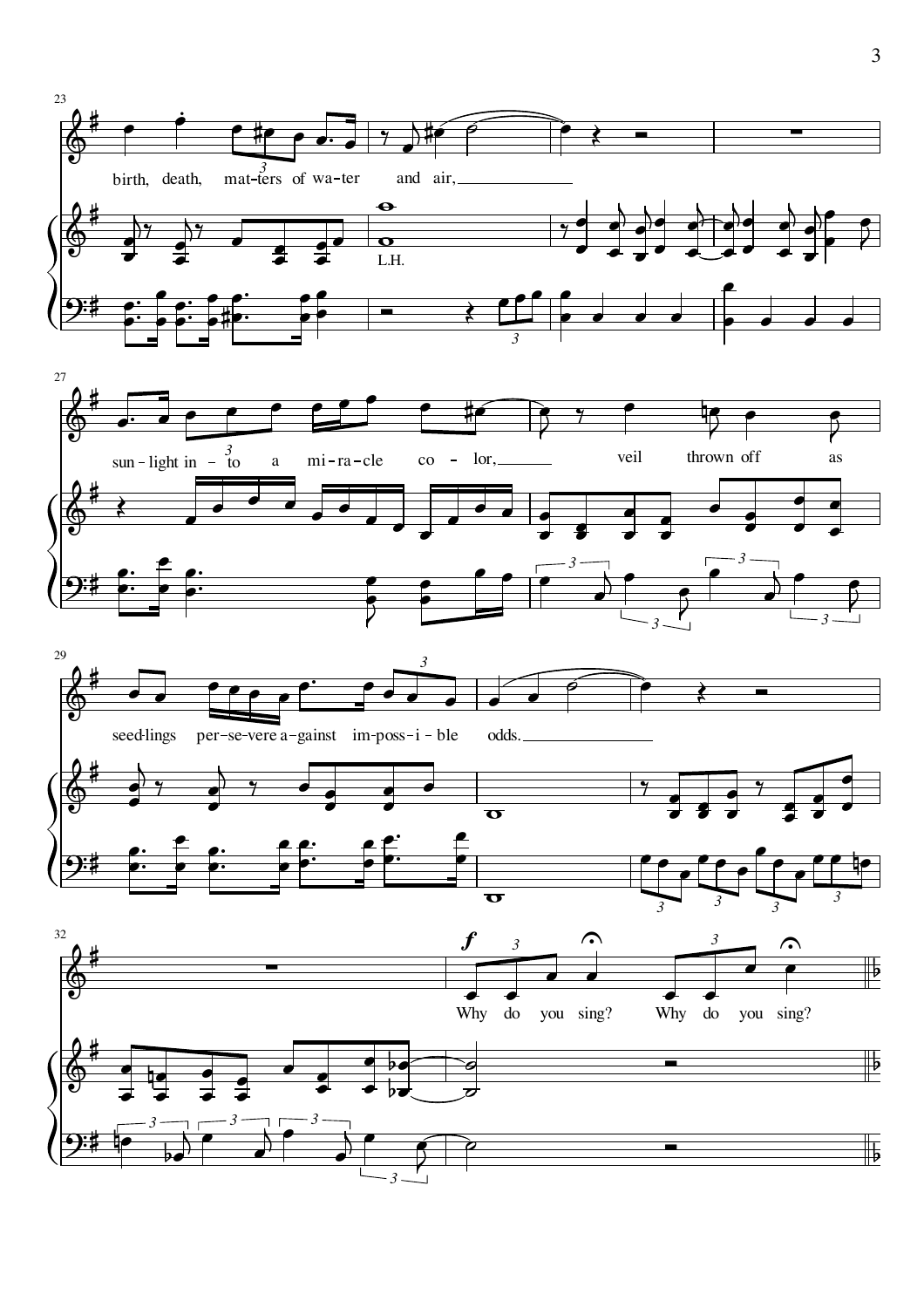birth, death, matters of water and air,

sun-light into a miracle color, veil thrown off as

seedlings persevere against impossible odds.

*f*

Why do you sing? Why do you sing?

L.H.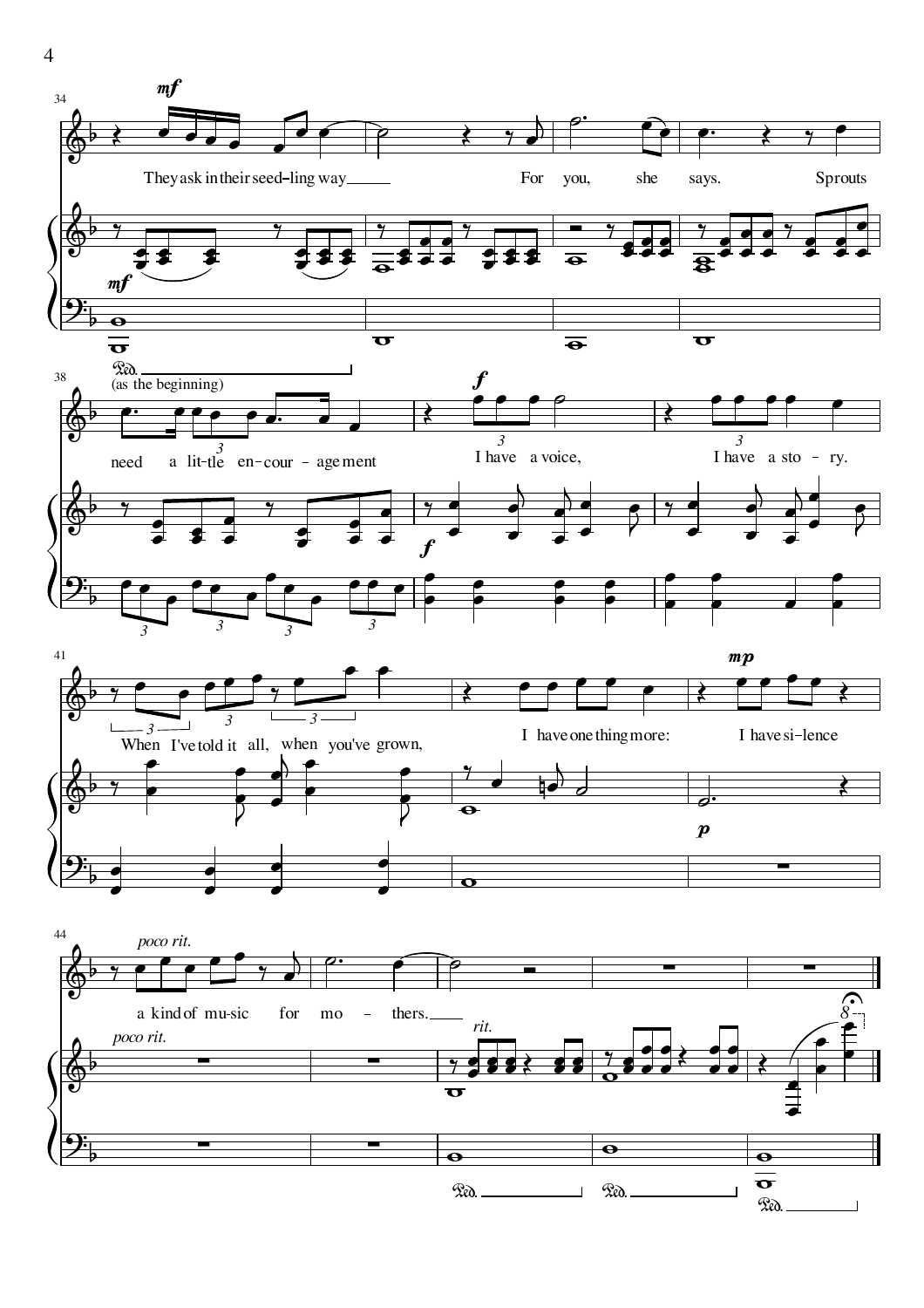34

*mf*

They ask in their seed-ling way For you, she says. Sprouts

*mf*

38

(as the beginning)

need a lit-tle en-cour-age ment

*f*

I have a voice, I have a sto - ry.

*f*

41

When I've told it all, when you've grown,

*mp*

I have one thing more: I have si-lence

*p*

44

*poco rit.*

a kind of mu-sic for mo - thers.

*poco rit.*

*rit.*